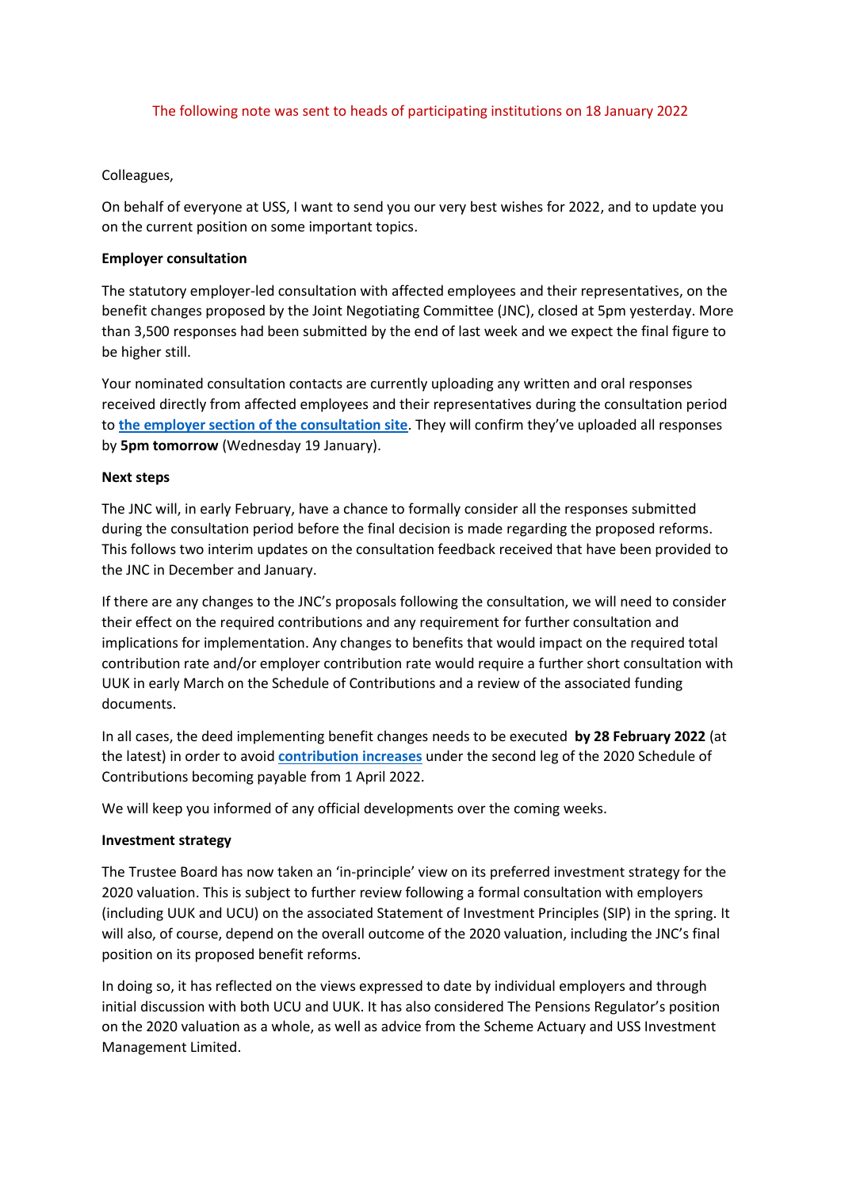The following note was sent to heads of participating institutions on 18 January 2022

Colleagues,

On behalf of everyone at USS, I want to send you our very best wishes for 2022, and to update you on the current position on some important topics.

**Employer consultation**

The statutory employer-led consultation with affected employees and their representatives, on the benefit changes proposed by the Joint Negotiating Committee (JNC), closed at 5pm yesterday. More than 3,500 responses had been submitted by the end of last week and we expect the final figure to be higher still.

Your nominated consultation contacts are currently uploading any written and oral responses received directly from affected employees and their representatives during the consultation period to **the employer section of the consultation site**. They will confirm they've uploaded all responses by **5pm tomorrow** (Wednesday 19 January).

**Next steps**

The JNC will, in early February, have a chance to formally consider all the responses submitted during the consultation period before the final decision is made regarding the proposed reforms. This follows two interim updates on the consultation feedback received that have been provided to the JNC in December and January.

If there are any changes to the JNC's proposals following the consultation, we will need to consider their effect on the required contributions and any requirement for further consultation and implications for implementation. Any changes to benefits that would impact on the required total contribution rate and/or employer contribution rate would require a further short consultation with UUK in early March on the Schedule of Contributions and a review of the associated funding documents.

In all cases, the deed implementing benefit changes needs to be executed **by 28 February 2022** (at the latest) in order to avoid **contribution increases** under the second leg of the 2020 Schedule of Contributions becoming payable from 1 April 2022.

We will keep you informed of any official developments over the coming weeks.

**Investment strategy**

The Trustee Board has now taken an 'in-principle' view on its preferred investment strategy for the 2020 valuation. This is subject to further review following a formal consultation with employers (including UUK and UCU) on the associated Statement of Investment Principles (SIP) in the spring. It will also, of course, depend on the overall outcome of the 2020 valuation, including the JNC's final position on its proposed benefit reforms.

In doing so, it has reflected on the views expressed to date by individual employers and through initial discussion with both UCU and UUK. It has also considered The Pensions Regulator's position on the 2020 valuation as a whole, as well as advice from the Scheme Actuary and USS Investment Management Limited.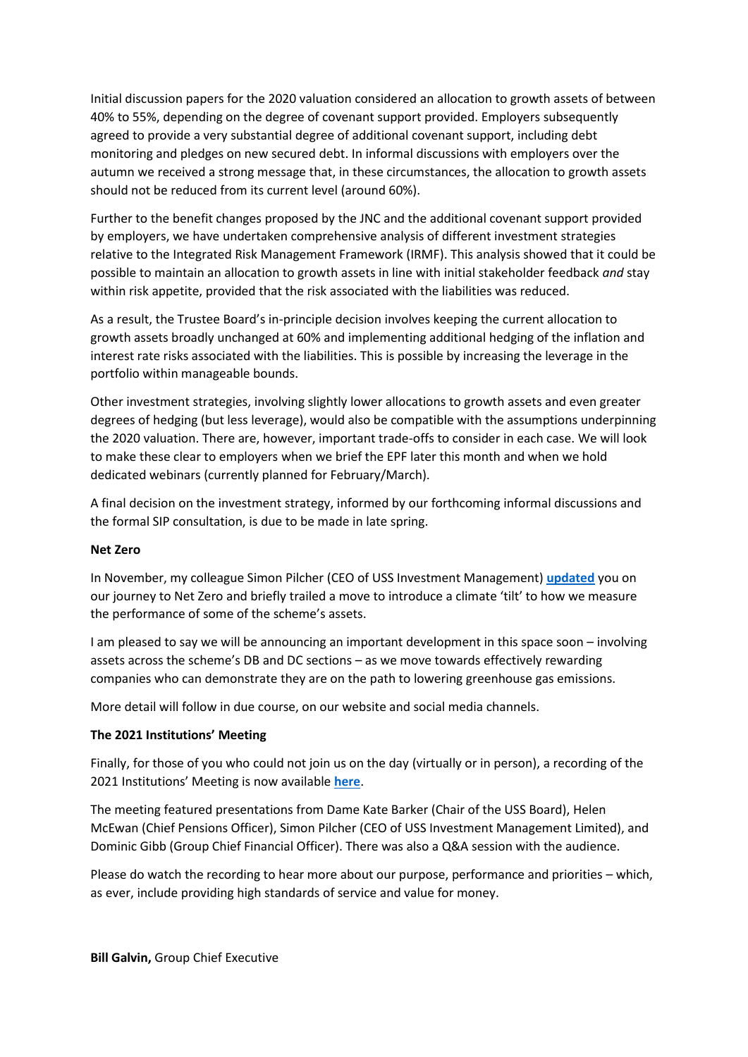Initial discussion papers for the 2020 valuation considered an allocation to growth assets of between 40% to 55%, depending on the degree of covenant support provided. Employers subsequently agreed to provide a very substantial degree of additional covenant support, including debt monitoring and pledges on new secured debt. In informal discussions with employers over the autumn we received a strong message that, in these circumstances, the allocation to growth assets should not be reduced from its current level (around 60%).

Further to the benefit changes proposed by the JNC and the additional covenant support provided by employers, we have undertaken comprehensive analysis of different investment strategies relative to the Integrated Risk Management Framework (IRMF). This analysis showed that it could be possible to maintain an allocation to growth assets in line with initial stakeholder feedback *and* stay within risk appetite, provided that the risk associated with the liabilities was reduced.

As a result, the Trustee Board's in-principle decision involves keeping the current allocation to growth assets broadly unchanged at 60% and implementing additional hedging of the inflation and interest rate risks associated with the liabilities. This is possible by increasing the leverage in the portfolio within manageable bounds.

Other investment strategies, involving slightly lower allocations to growth assets and even greater degrees of hedging (but less leverage), would also be compatible with the assumptions underpinning the 2020 valuation. There are, however, important trade-offs to consider in each case. We will look to make these clear to employers when we brief the EPF later this month and when we hold dedicated webinars (currently planned for February/March).

A final decision on the investment strategy, informed by our forthcoming informal discussions and the formal SIP consultation, is due to be made in late spring.

**Net Zero**

In November, my colleague Simon Pilcher (CEO of USS Investment Management) **updated** you on our journey to Net Zero and briefly trailed a move to introduce a climate 'tilt' to how we measure the performance of some of the scheme's assets.

I am pleased to say we will be announcing an important development in this space soon – involving assets across the scheme's DB and DC sections – as we move towards effectively rewarding companies who can demonstrate they are on the path to lowering greenhouse gas emissions.

More detail will follow in due course, on our website and social media channels.

**The 2021 Institutions' Meeting**

Finally, for those of you who could not join us on the day (virtually or in person), a recording of the 2021 Institutions' Meeting is now available **here**.

The meeting featured presentations from Dame Kate Barker (Chair of the USS Board), Helen McEwan (Chief Pensions Officer), Simon Pilcher (CEO of USS Investment Management Limited), and Dominic Gibb (Group Chief Financial Officer). There was also a Q&A session with the audience.

Please do watch the recording to hear more about our purpose, performance and priorities – which, as ever, include providing high standards of service and value for money.

**Bill Galvin,** Group Chief Executive